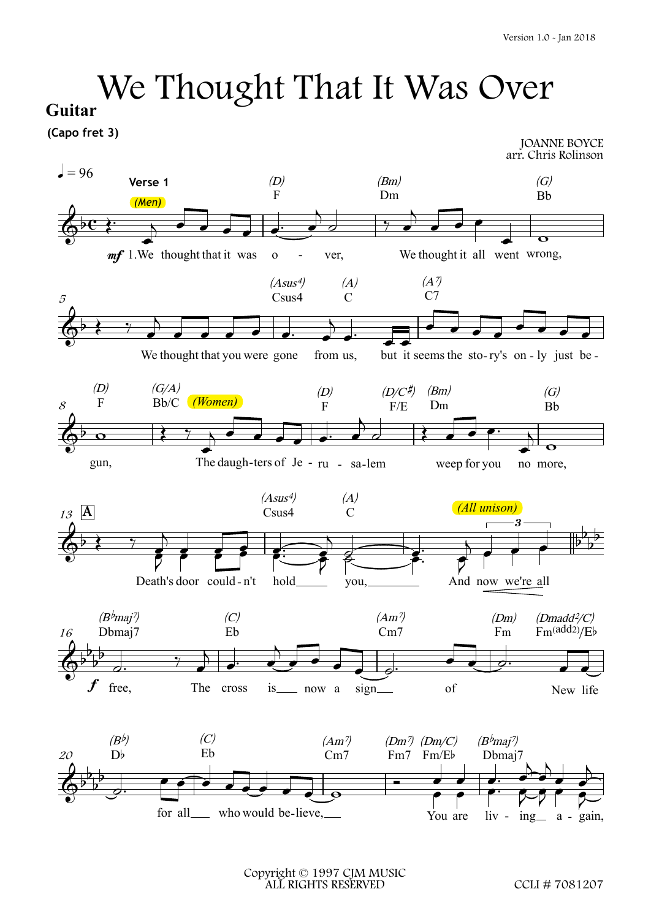# We Thought That It Was Over

**Guitar**

**(Capo fret 3)**

JOANNE BOYCE
arr. Chris Rolinson

♩ = 96

**Verse 1**

*(Men)*

*mf* 1.We thought that it was o - ver, We thought it all went wrong,

(D) F — (Bm) Dm — (G) Bb

We thought that you were gone from us, but it seems the sto-ry's on-ly just be-

(Asus4) Csus4 — (A) C — (A7) C7

gun, The daugh-ters of Je - ru - sa-lem weep for you no more,

(D) F — (G/A) Bb/C — *(Women)* — (D) F — (D/C♯) F/E — (Bm) Dm — (G) Bb

**A**

Death's door could-n't hold you, And now we're all

(Asus4) Csus4 — (A) C — *(All unison)*

*f* free, The cross is now a sign of New life

(B♭maj7) Dbmaj7 — (C) Eb — (Am7) Cm7 — (Dm) Fm — (Dmadd2/C) Fm(add2)/E♭

for all who would be-lieve, You are liv - ing a - gain,

(B♭) D♭ — (C) Eb — (Am7) Cm7 — (Dm7) Fm7 — (Dm/C) Fm/E♭ — (B♭maj7) Dbmaj7

Copyright © 1997 CJM MUSIC
ALL RIGHTS RESERVED

CCLI # 7081207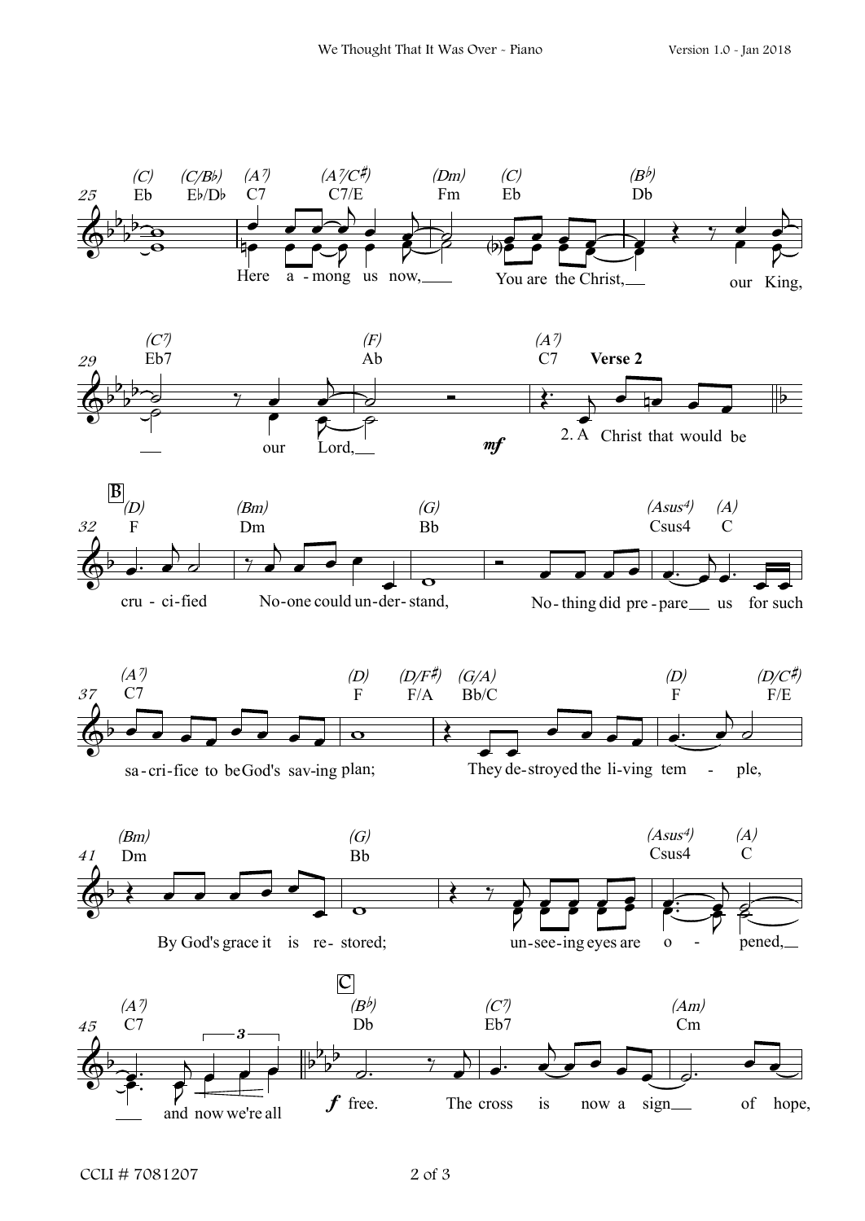**25**
(C) Eb (C/B♭) E♭/D♭ (A⁷) C7 (A⁷/C♯) C7/E (Dm) Fm (C) Eb (B♭) Db

Here a - mong us now,__ You are the Christ,__ our King,

**29**
(C⁷) Eb7 (F) Ab (A⁷) C7 **Verse 2**

__ our Lord,__ *mf* 2. A Christ that would be

**B**

**32**
(D) F (Bm) Dm (G) Bb (Asus⁴) Csus4 (A) C

cru - ci-fied No-one could un-der- stand, No- thing did pre - pare__ us for such

**37**
(A⁷) C7 (D) F (D/F♯) F/A (G/A) Bb/C (D) F (D/C♯) F/E

sa - cri-fice to be God's sav-ing plan; They de- stroyed the li-ving tem - ple,

**41**
(Bm) Dm (G) Bb (Asus⁴) Csus4 (A) C

By God's grace it is re- stored; un-see-ing eyes are o - pened,__

**C**

**45**
(A⁷) C7 (B♭) Db (C⁷) Eb7 (Am) Cm

__ and now we're all *f* free. The cross is now a sign__ of hope,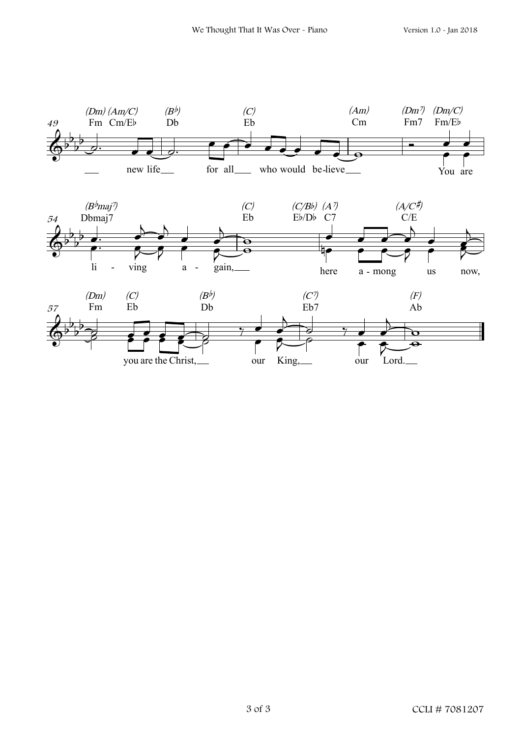49

(Dm) (Am/C) (B♭) (C) (Am) (Dm7) (Dm/C)

Fm Cm/E♭ Db Eb Cm Fm7 Fm/E♭

new life for all who would be-lieve You are

54

(B♭maj7) (C) (C/B♭) (A7) (A/C♯)

Dbmaj7 Eb E♭/D♭ C7 C/E

li - ving a - gain, here a - mong us now,

57

(Dm) (C) (B♭) (C7) (F)

Fm Eb Db Eb7 Ab

you are the Christ, our King, our Lord.

CCLI # 7081207